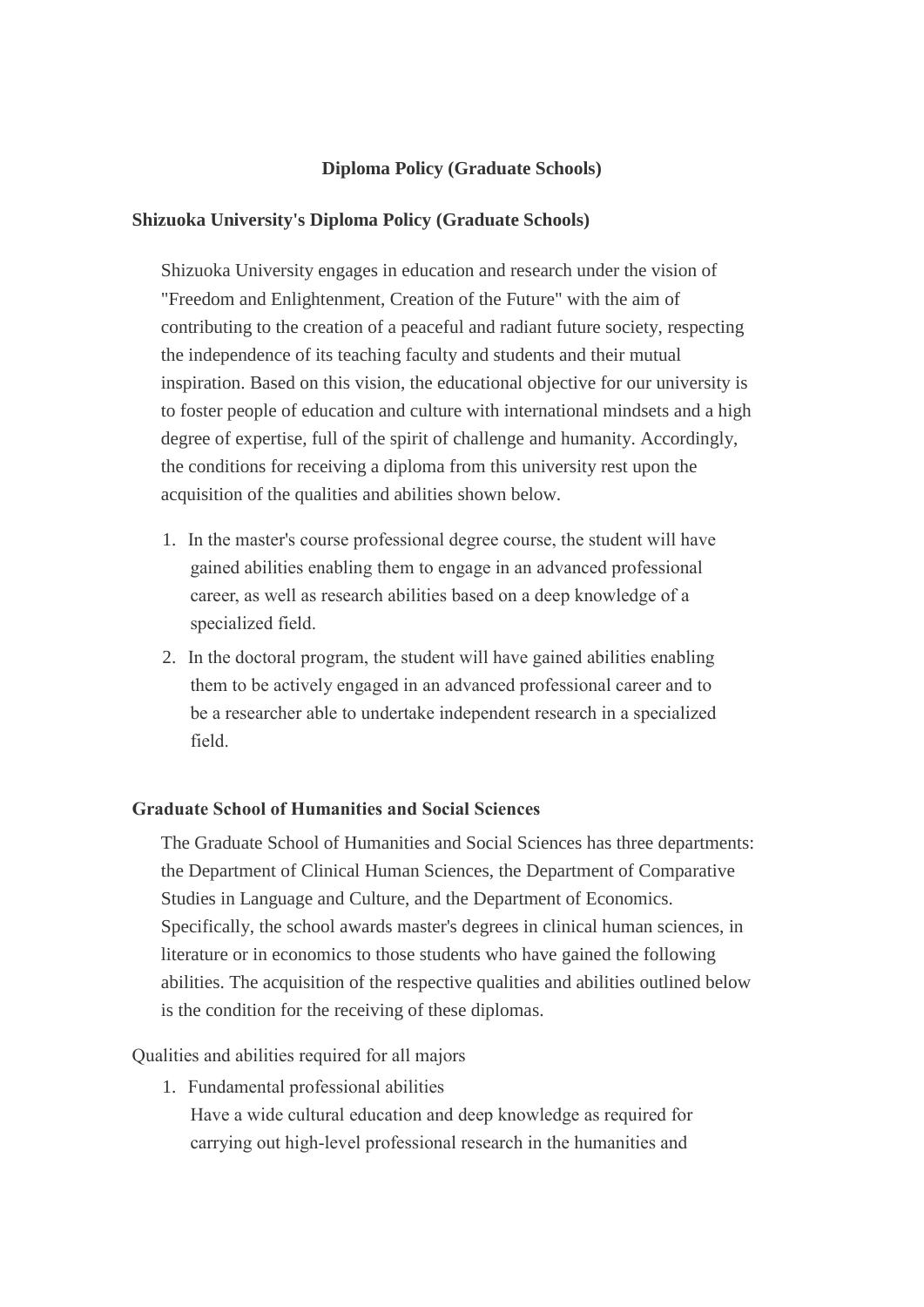# Diploma Policy (Graduate Schools)

## Shizuoka University's Diploma Policy (Graduate Schools)

Shizuoka University engages in education and research under the vision of "Freedom and Enlightenment, Creation of the Future" with the aim of contributing to the creation of a peaceful and radiant future society, respecting the independence of its teaching faculty and students and their mutual inspiration. Based on this vision, the educational objective for our university is to foster people of education and culture with international mindsets and a high degree of expertise, full of the spirit of challenge and humanity. Accordingly, the conditions for receiving a diploma from this university rest upon the acquisition of the qualities and abilities shown below.

1. In the master's course professional degree course, the student will have gained abilities enabling them to engage in an advanced professional career, as well as research abilities based on a deep knowledge of a specialized field.
2. In the doctoral program, the student will have gained abilities enabling them to be actively engaged in an advanced professional career and to be a researcher able to undertake independent research in a specialized field.

## Graduate School of Humanities and Social Sciences

The Graduate School of Humanities and Social Sciences has three departments: the Department of Clinical Human Sciences, the Department of Comparative Studies in Language and Culture, and the Department of Economics. Specifically, the school awards master's degrees in clinical human sciences, in literature or in economics to those students who have gained the following abilities. The acquisition of the respective qualities and abilities outlined below is the condition for the receiving of these diplomas.

Qualities and abilities required for all majors

1. Fundamental professional abilities
   Have a wide cultural education and deep knowledge as required for carrying out high-level professional research in the humanities and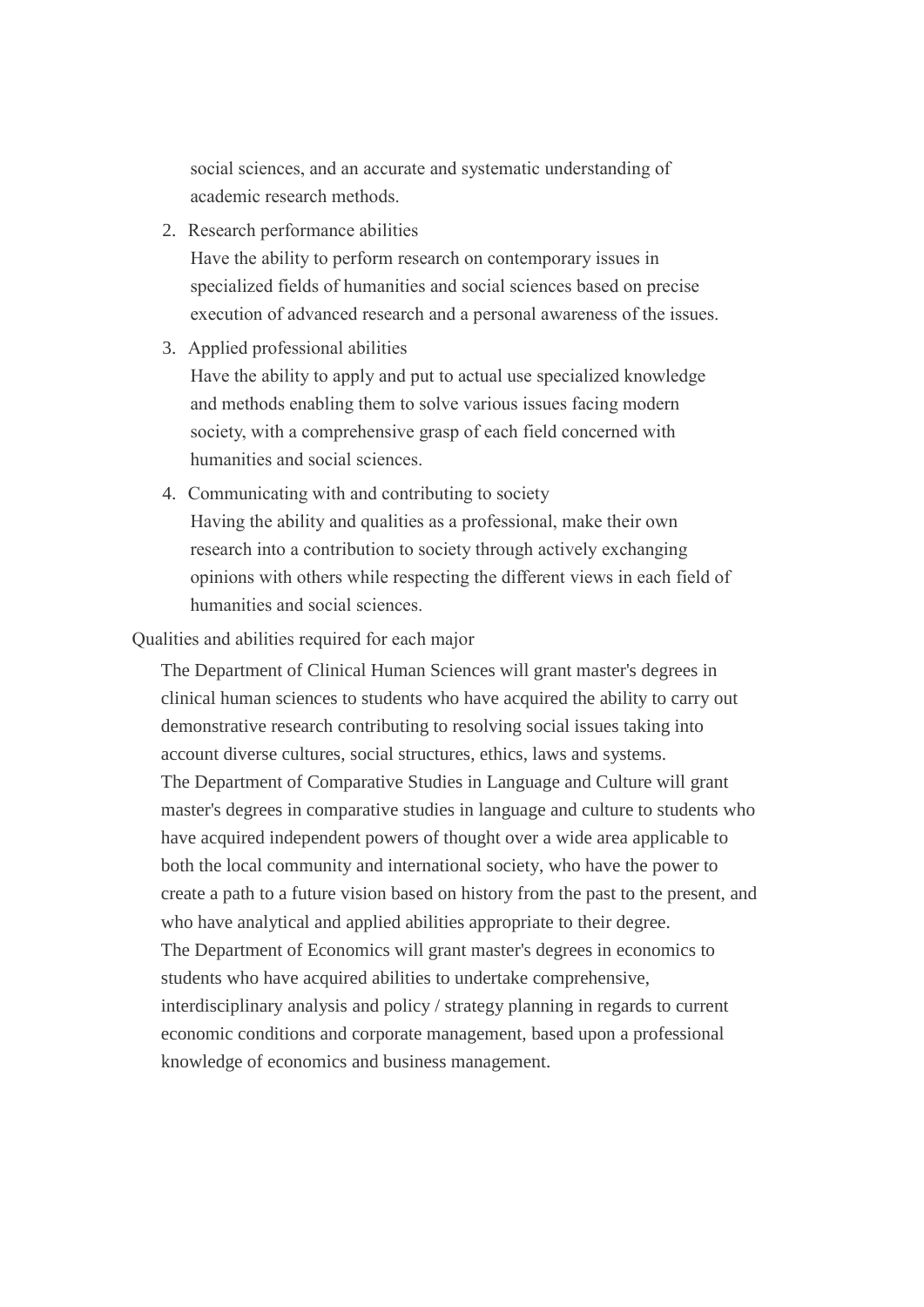social sciences, and an accurate and systematic understanding of academic research methods.

2. Research performance abilities

   Have the ability to perform research on contemporary issues in specialized fields of humanities and social sciences based on precise execution of advanced research and a personal awareness of the issues.

3. Applied professional abilities

   Have the ability to apply and put to actual use specialized knowledge and methods enabling them to solve various issues facing modern society, with a comprehensive grasp of each field concerned with humanities and social sciences.

4. Communicating with and contributing to society

   Having the ability and qualities as a professional, make their own research into a contribution to society through actively exchanging opinions with others while respecting the different views in each field of humanities and social sciences.

Qualities and abilities required for each major

The Department of Clinical Human Sciences will grant master's degrees in clinical human sciences to students who have acquired the ability to carry out demonstrative research contributing to resolving social issues taking into account diverse cultures, social structures, ethics, laws and systems.

The Department of Comparative Studies in Language and Culture will grant master's degrees in comparative studies in language and culture to students who have acquired independent powers of thought over a wide area applicable to both the local community and international society, who have the power to create a path to a future vision based on history from the past to the present, and who have analytical and applied abilities appropriate to their degree.

The Department of Economics will grant master's degrees in economics to students who have acquired abilities to undertake comprehensive, interdisciplinary analysis and policy / strategy planning in regards to current economic conditions and corporate management, based upon a professional knowledge of economics and business management.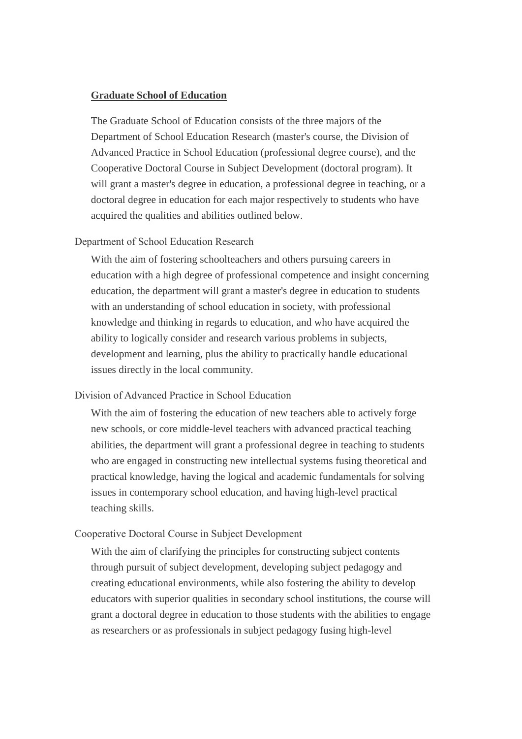**Graduate School of Education**

The Graduate School of Education consists of the three majors of the Department of School Education Research (master's course, the Division of Advanced Practice in School Education (professional degree course), and the Cooperative Doctoral Course in Subject Development (doctoral program). It will grant a master's degree in education, a professional degree in teaching, or a doctoral degree in education for each major respectively to students who have acquired the qualities and abilities outlined below.

Department of School Education Research

With the aim of fostering schoolteachers and others pursuing careers in education with a high degree of professional competence and insight concerning education, the department will grant a master's degree in education to students with an understanding of school education in society, with professional knowledge and thinking in regards to education, and who have acquired the ability to logically consider and research various problems in subjects, development and learning, plus the ability to practically handle educational issues directly in the local community.

Division of Advanced Practice in School Education

With the aim of fostering the education of new teachers able to actively forge new schools, or core middle-level teachers with advanced practical teaching abilities, the department will grant a professional degree in teaching to students who are engaged in constructing new intellectual systems fusing theoretical and practical knowledge, having the logical and academic fundamentals for solving issues in contemporary school education, and having high-level practical teaching skills.

Cooperative Doctoral Course in Subject Development

With the aim of clarifying the principles for constructing subject contents through pursuit of subject development, developing subject pedagogy and creating educational environments, while also fostering the ability to develop educators with superior qualities in secondary school institutions, the course will grant a doctoral degree in education to those students with the abilities to engage as researchers or as professionals in subject pedagogy fusing high-level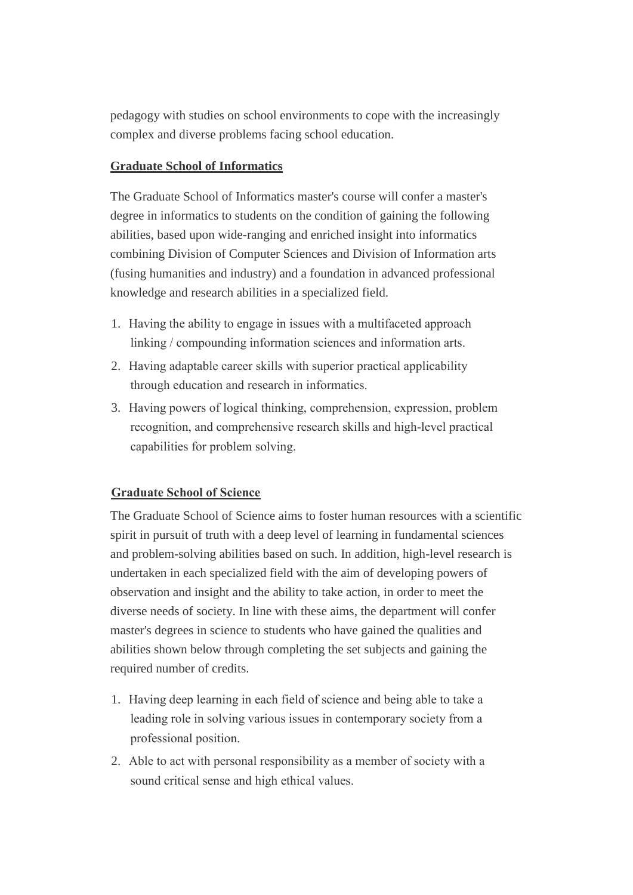pedagogy with studies on school environments to cope with the increasingly complex and diverse problems facing school education.

## Graduate School of Informatics

The Graduate School of Informatics master's course will confer a master's degree in informatics to students on the condition of gaining the following abilities, based upon wide-ranging and enriched insight into informatics combining Division of Computer Sciences and Division of Information arts (fusing humanities and industry) and a foundation in advanced professional knowledge and research abilities in a specialized field.

1. Having the ability to engage in issues with a multifaceted approach linking / compounding information sciences and information arts.
2. Having adaptable career skills with superior practical applicability through education and research in informatics.
3. Having powers of logical thinking, comprehension, expression, problem recognition, and comprehensive research skills and high-level practical capabilities for problem solving.

## Graduate School of Science

The Graduate School of Science aims to foster human resources with a scientific spirit in pursuit of truth with a deep level of learning in fundamental sciences and problem-solving abilities based on such. In addition, high-level research is undertaken in each specialized field with the aim of developing powers of observation and insight and the ability to take action, in order to meet the diverse needs of society. In line with these aims, the department will confer master's degrees in science to students who have gained the qualities and abilities shown below through completing the set subjects and gaining the required number of credits.

1. Having deep learning in each field of science and being able to take a leading role in solving various issues in contemporary society from a professional position.
2. Able to act with personal responsibility as a member of society with a sound critical sense and high ethical values.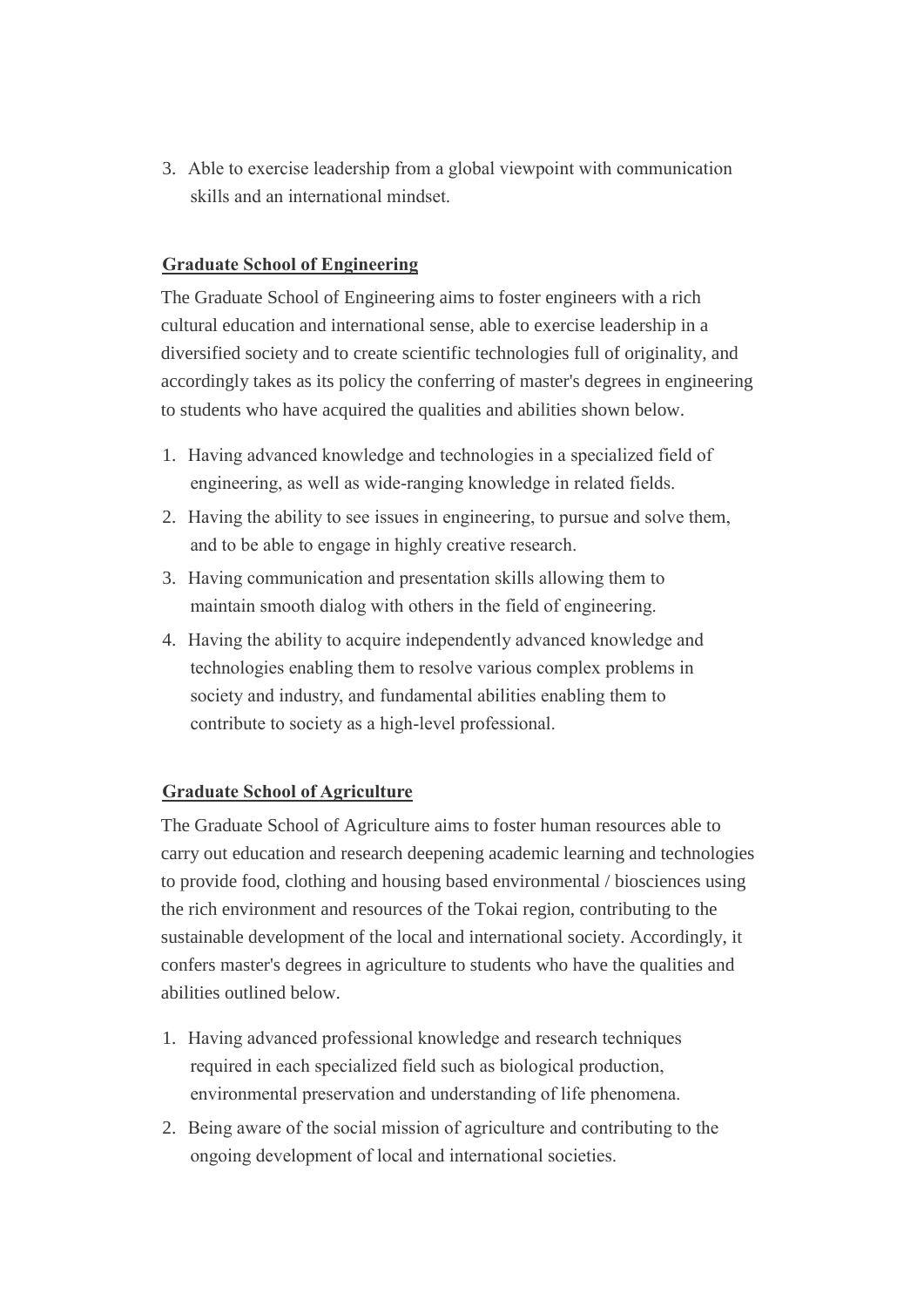3. Able to exercise leadership from a global viewpoint with communication skills and an international mindset.

## Graduate School of Engineering

The Graduate School of Engineering aims to foster engineers with a rich cultural education and international sense, able to exercise leadership in a diversified society and to create scientific technologies full of originality, and accordingly takes as its policy the conferring of master's degrees in engineering to students who have acquired the qualities and abilities shown below.

1. Having advanced knowledge and technologies in a specialized field of engineering, as well as wide-ranging knowledge in related fields.
2. Having the ability to see issues in engineering, to pursue and solve them, and to be able to engage in highly creative research.
3. Having communication and presentation skills allowing them to maintain smooth dialog with others in the field of engineering.
4. Having the ability to acquire independently advanced knowledge and technologies enabling them to resolve various complex problems in society and industry, and fundamental abilities enabling them to contribute to society as a high-level professional.

## Graduate School of Agriculture

The Graduate School of Agriculture aims to foster human resources able to carry out education and research deepening academic learning and technologies to provide food, clothing and housing based environmental / biosciences using the rich environment and resources of the Tokai region, contributing to the sustainable development of the local and international society. Accordingly, it confers master's degrees in agriculture to students who have the qualities and abilities outlined below.

1. Having advanced professional knowledge and research techniques required in each specialized field such as biological production, environmental preservation and understanding of life phenomena.
2. Being aware of the social mission of agriculture and contributing to the ongoing development of local and international societies.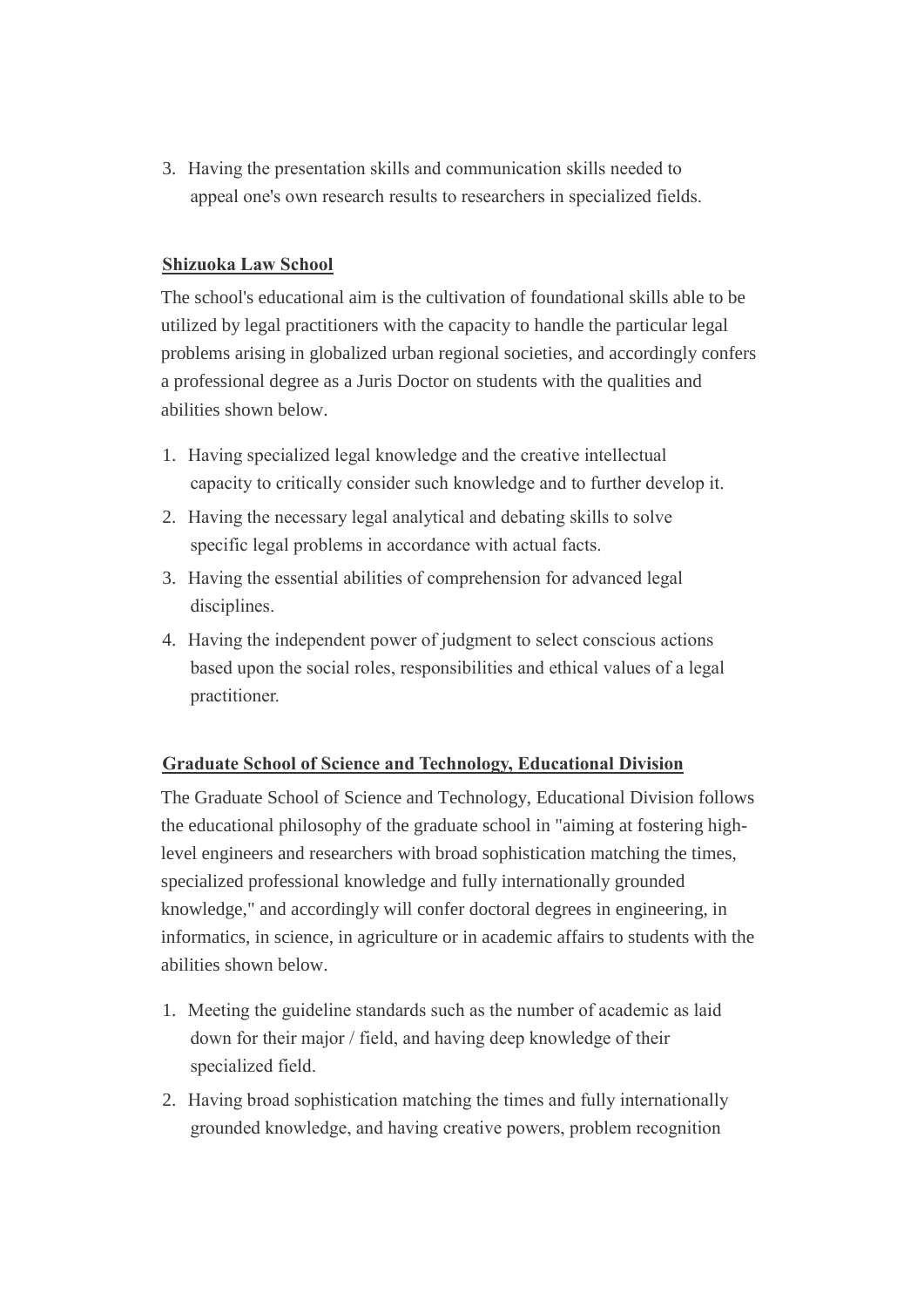3. Having the presentation skills and communication skills needed to appeal one's own research results to researchers in specialized fields.

## Shizuoka Law School

The school's educational aim is the cultivation of foundational skills able to be utilized by legal practitioners with the capacity to handle the particular legal problems arising in globalized urban regional societies, and accordingly confers a professional degree as a Juris Doctor on students with the qualities and abilities shown below.

1. Having specialized legal knowledge and the creative intellectual capacity to critically consider such knowledge and to further develop it.
2. Having the necessary legal analytical and debating skills to solve specific legal problems in accordance with actual facts.
3. Having the essential abilities of comprehension for advanced legal disciplines.
4. Having the independent power of judgment to select conscious actions based upon the social roles, responsibilities and ethical values of a legal practitioner.

## Graduate School of Science and Technology, Educational Division

The Graduate School of Science and Technology, Educational Division follows the educational philosophy of the graduate school in "aiming at fostering high-level engineers and researchers with broad sophistication matching the times, specialized professional knowledge and fully internationally grounded knowledge," and accordingly will confer doctoral degrees in engineering, in informatics, in science, in agriculture or in academic affairs to students with the abilities shown below.

1. Meeting the guideline standards such as the number of academic as laid down for their major / field, and having deep knowledge of their specialized field.
2. Having broad sophistication matching the times and fully internationally grounded knowledge, and having creative powers, problem recognition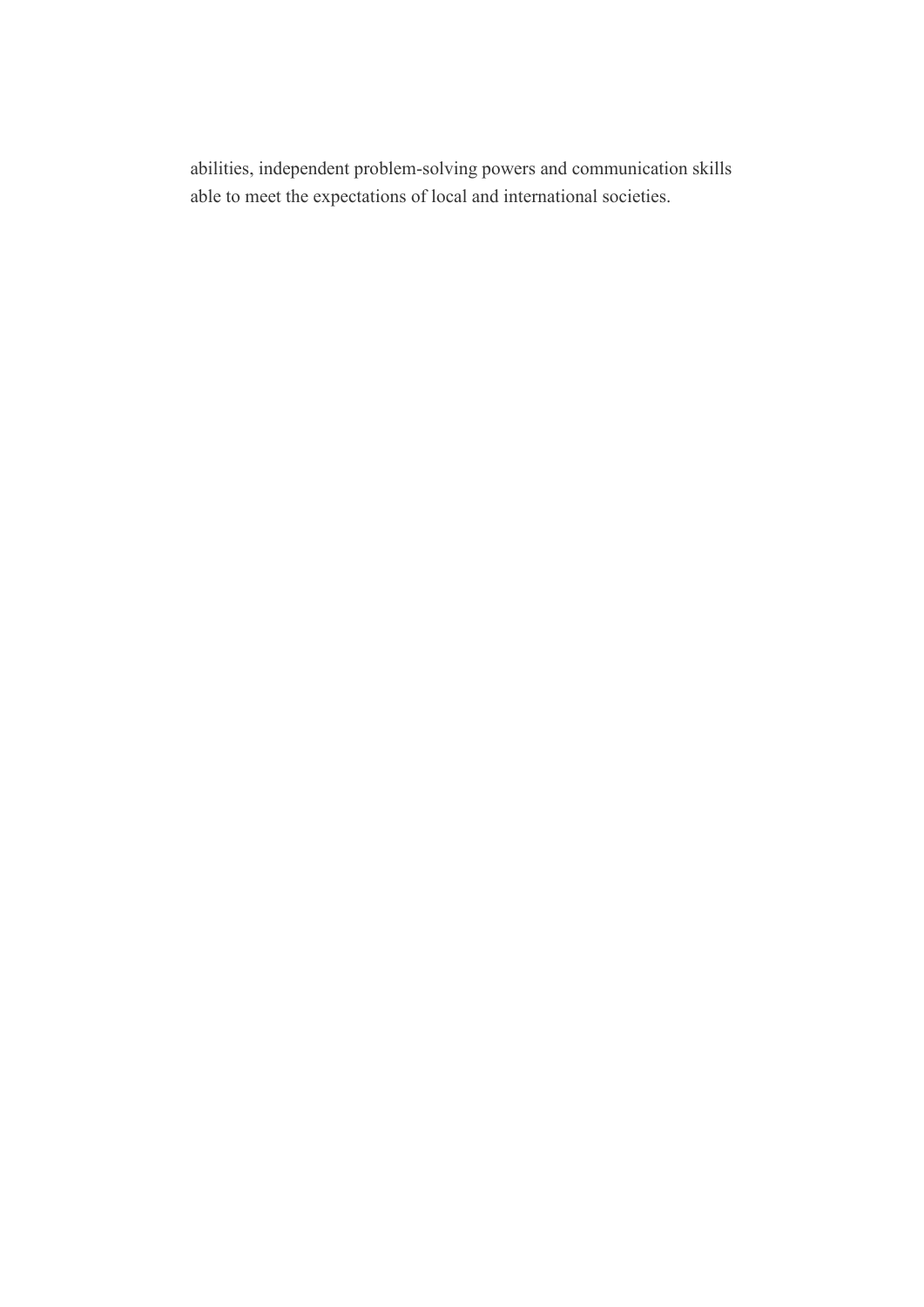abilities, independent problem-solving powers and communication skills able to meet the expectations of local and international societies.